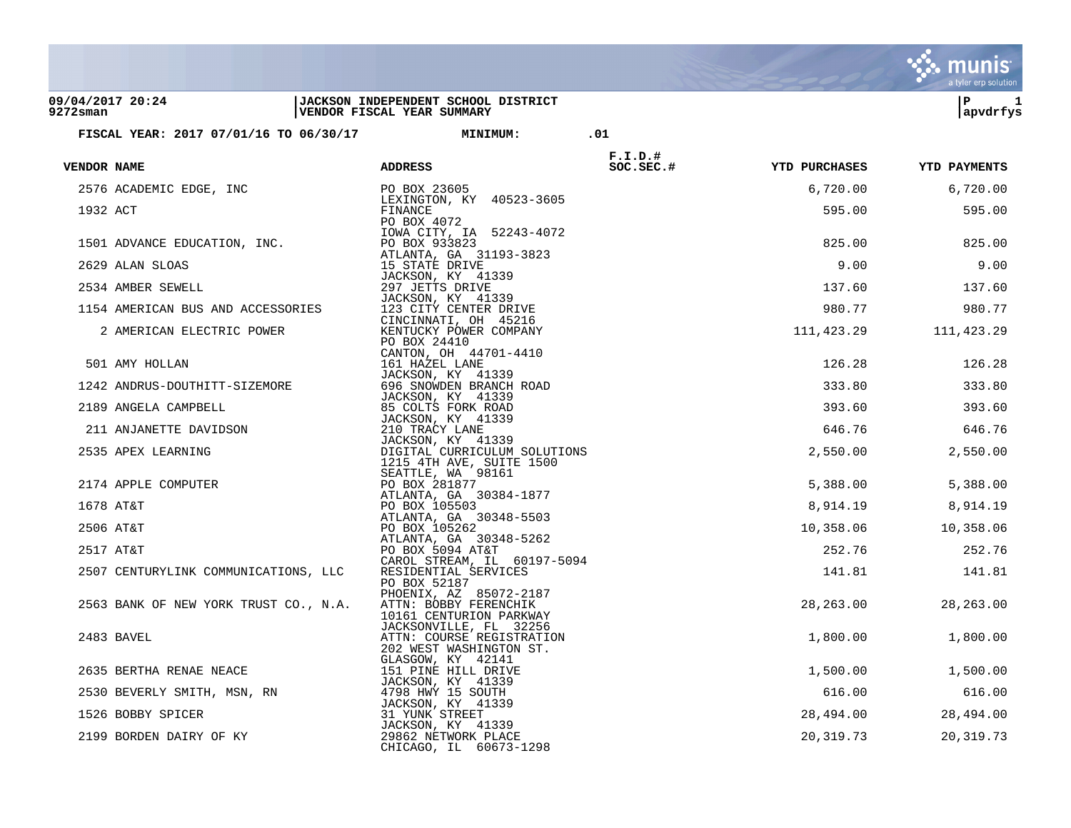**09/04/2017 20:24** | **JACKSON INDEPENDENT SCHOOL DISTRICT** | **P 1**
**9272sman** | **VENDOR FISCAL YEAR SUMMARY** | **apvdrfys**

**FISCAL YEAR: 2017 07/01/16 TO 06/30/17** **MINIMUM: .01**

| VENDOR NAME | ADDRESS | F.I.D.# SOC.SEC.# | YTD PURCHASES | YTD PAYMENTS |
|---|---|---|---|---|
| 2576 ACADEMIC EDGE, INC | PO BOX 23605<br>LEXINGTON, KY 40523-3605 | | 6,720.00 | 6,720.00 |
| 1932 ACT | FINANCE<br>PO BOX 4072<br>IOWA CITY, IA 52243-4072 | | 595.00 | 595.00 |
| 1501 ADVANCE EDUCATION, INC. | PO BOX 933823<br>ATLANTA, GA 31193-3823 | | 825.00 | 825.00 |
| 2629 ALAN SLOAS | 15 STATE DRIVE<br>JACKSON, KY 41339 | | 9.00 | 9.00 |
| 2534 AMBER SEWELL | 297 JETTS DRIVE<br>JACKSON, KY 41339 | | 137.60 | 137.60 |
| 1154 AMERICAN BUS AND ACCESSORIES | 123 CITY CENTER DRIVE<br>CINCINNATI, OH 45216 | | 980.77 | 980.77 |
| 2 AMERICAN ELECTRIC POWER | KENTUCKY POWER COMPANY<br>PO BOX 24410<br>CANTON, OH 44701-4410 | | 111,423.29 | 111,423.29 |
| 501 AMY HOLLAN | 161 HAZEL LANE<br>JACKSON, KY 41339 | | 126.28 | 126.28 |
| 1242 ANDRUS-DOUTHITT-SIZEMORE | 696 SNOWDEN BRANCH ROAD<br>JACKSON, KY 41339 | | 333.80 | 333.80 |
| 2189 ANGELA CAMPBELL | 85 COLTS FORK ROAD<br>JACKSON, KY 41339 | | 393.60 | 393.60 |
| 211 ANJANETTE DAVIDSON | 210 TRACY LANE<br>JACKSON, KY 41339 | | 646.76 | 646.76 |
| 2535 APEX LEARNING | DIGITAL CURRICULUM SOLUTIONS<br>1215 4TH AVE, SUITE 1500<br>SEATTLE, WA 98161 | | 2,550.00 | 2,550.00 |
| 2174 APPLE COMPUTER | PO BOX 281877<br>ATLANTA, GA 30384-1877 | | 5,388.00 | 5,388.00 |
| 1678 AT&T | PO BOX 105503<br>ATLANTA, GA 30348-5503 | | 8,914.19 | 8,914.19 |
| 2506 AT&T | PO BOX 105262<br>ATLANTA, GA 30348-5262 | | 10,358.06 | 10,358.06 |
| 2517 AT&T | PO BOX 5094 AT&T<br>CAROL STREAM, IL 60197-5094 | | 252.76 | 252.76 |
| 2507 CENTURYLINK COMMUNICATIONS, LLC | RESIDENTIAL SERVICES<br>PO BOX 52187<br>PHOENIX, AZ 85072-2187 | | 141.81 | 141.81 |
| 2563 BANK OF NEW YORK TRUST CO., N.A. | ATTN: BOBBY FERENCHIK<br>10161 CENTURION PARKWAY<br>JACKSONVILLE, FL 32256 | | 28,263.00 | 28,263.00 |
| 2483 BAVEL | ATTN: COURSE REGISTRATION<br>202 WEST WASHINGTON ST.<br>GLASGOW, KY 42141 | | 1,800.00 | 1,800.00 |
| 2635 BERTHA RENAE NEACE | 151 PINE HILL DRIVE<br>JACKSON, KY 41339 | | 1,500.00 | 1,500.00 |
| 2530 BEVERLY SMITH, MSN, RN | 4798 HWY 15 SOUTH<br>JACKSON, KY 41339 | | 616.00 | 616.00 |
| 1526 BOBBY SPICER | 31 YUNK STREET<br>JACKSON, KY 41339 | | 28,494.00 | 28,494.00 |
| 2199 BORDEN DAIRY OF KY | 29862 NETWORK PLACE<br>CHICAGO, IL 60673-1298 | | 20,319.73 | 20,319.73 |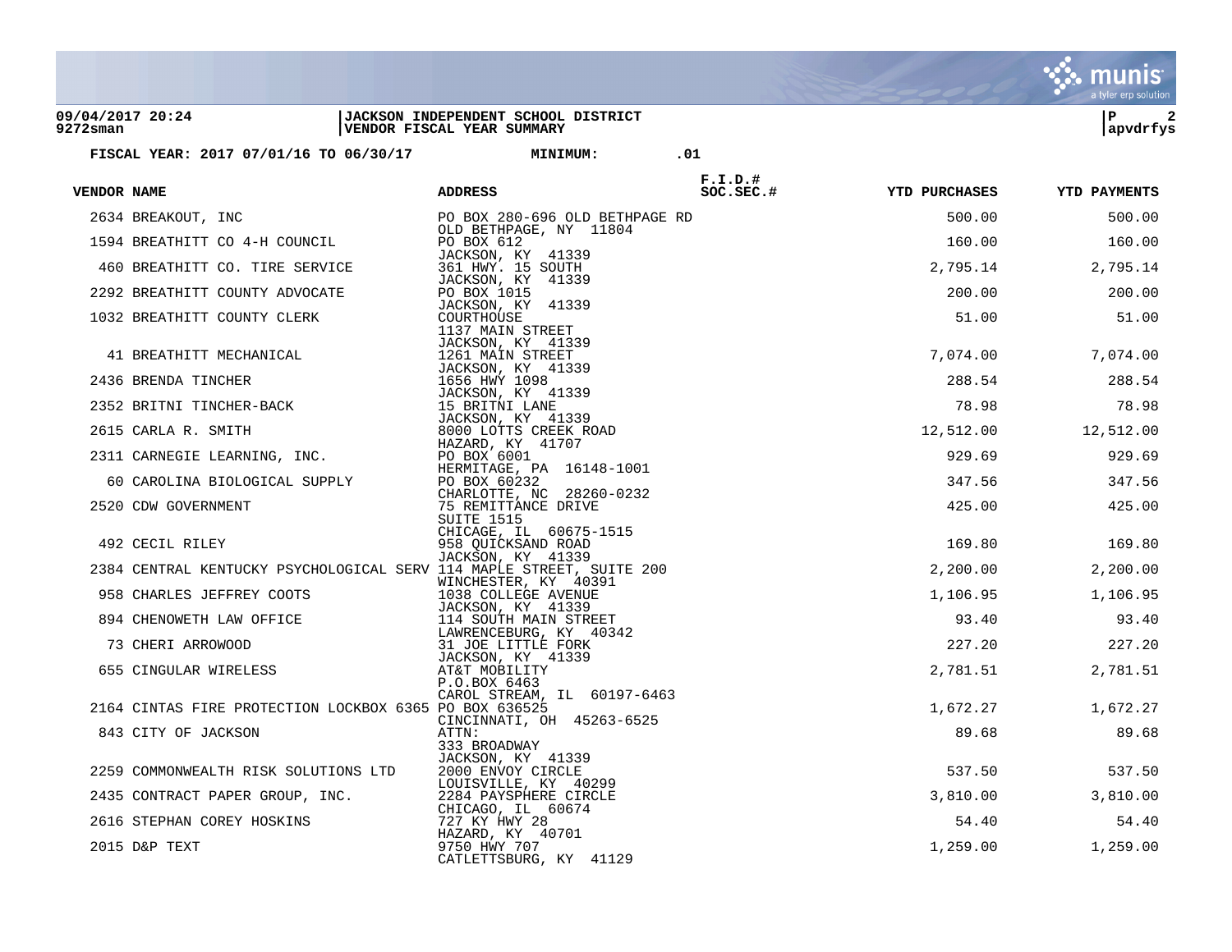**09/04/2017 20:24** | **JACKSON INDEPENDENT SCHOOL DISTRICT** | **P 2**
**9272sman** | **VENDOR FISCAL YEAR SUMMARY** | **apvdrfys**

**FISCAL YEAR: 2017 07/01/16 TO 06/30/17 MINIMUM: .01**

| VENDOR | NAME | ADDRESS | F.I.D.# SOC.SEC.# | YTD PURCHASES | YTD PAYMENTS |
|---|---|---|---|---|---|
| 2634 | BREAKOUT, INC | PO BOX 280-696 OLD BETHPAGE RD<br>OLD BETHPAGE, NY 11804 | | 500.00 | 500.00 |
| 1594 | BREATHITT CO 4-H COUNCIL | PO BOX 612<br>JACKSON, KY 41339 | | 160.00 | 160.00 |
| 460 | BREATHITT CO. TIRE SERVICE | 361 HWY. 15 SOUTH<br>JACKSON, KY 41339 | | 2,795.14 | 2,795.14 |
| 2292 | BREATHITT COUNTY ADVOCATE | PO BOX 1015<br>JACKSON, KY 41339 | | 200.00 | 200.00 |
| 1032 | BREATHITT COUNTY CLERK | COURTHOUSE<br>1137 MAIN STREET<br>JACKSON, KY 41339 | | 51.00 | 51.00 |
| 41 | BREATHITT MECHANICAL | 1261 MAIN STREET<br>JACKSON, KY 41339 | | 7,074.00 | 7,074.00 |
| 2436 | BRENDA TINCHER | 1656 HWY 1098<br>JACKSON, KY 41339 | | 288.54 | 288.54 |
| 2352 | BRITNI TINCHER-BACK | 15 BRITNI LANE<br>JACKSON, KY 41339 | | 78.98 | 78.98 |
| 2615 | CARLA R. SMITH | 8000 LOTTS CREEK ROAD<br>HAZARD, KY 41707 | | 12,512.00 | 12,512.00 |
| 2311 | CARNEGIE LEARNING, INC. | PO BOX 6001<br>HERMITAGE, PA 16148-1001 | | 929.69 | 929.69 |
| 60 | CAROLINA BIOLOGICAL SUPPLY | PO BOX 60232<br>CHARLOTTE, NC 28260-0232 | | 347.56 | 347.56 |
| 2520 | CDW GOVERNMENT | 75 REMITTANCE DRIVE<br>SUITE 1515<br>CHICAGE, IL 60675-1515 | | 425.00 | 425.00 |
| 492 | CECIL RILEY | 958 QUICKSAND ROAD<br>JACKSON, KY 41339 | | 169.80 | 169.80 |
| 2384 | CENTRAL KENTUCKY PSYCHOLOGICAL SERV | 114 MAPLE STREET, SUITE 200<br>WINCHESTER, KY 40391 | | 2,200.00 | 2,200.00 |
| 958 | CHARLES JEFFREY COOTS | 1038 COLLEGE AVENUE<br>JACKSON, KY 41339 | | 1,106.95 | 1,106.95 |
| 894 | CHENOWETH LAW OFFICE | 114 SOUTH MAIN STREET<br>LAWRENCEBURG, KY 40342 | | 93.40 | 93.40 |
| 73 | CHERI ARROWOOD | 31 JOE LITTLE FORK<br>JACKSON, KY 41339 | | 227.20 | 227.20 |
| 655 | CINGULAR WIRELESS | AT&T MOBILITY<br>P.O.BOX 6463<br>CAROL STREAM, IL 60197-6463 | | 2,781.51 | 2,781.51 |
| 2164 | CINTAS FIRE PROTECTION LOCKBOX 6365 | PO BOX 636525<br>CINCINNATI, OH 45263-6525 | | 1,672.27 | 1,672.27 |
| 843 | CITY OF JACKSON | ATTN:<br>333 BROADWAY<br>JACKSON, KY 41339 | | 89.68 | 89.68 |
| 2259 | COMMONWEALTH RISK SOLUTIONS LTD | 2000 ENVOY CIRCLE<br>LOUISVILLE, KY 40299 | | 537.50 | 537.50 |
| 2435 | CONTRACT PAPER GROUP, INC. | 2284 PAYSPHERE CIRCLE<br>CHICAGO, IL 60674 | | 3,810.00 | 3,810.00 |
| 2616 | STEPHAN COREY HOSKINS | 727 KY HWY 28<br>HAZARD, KY 40701 | | 54.40 | 54.40 |
| 2015 | D&P TEXT | 9750 HWY 707<br>CATLETTSBURG, KY 41129 | | 1,259.00 | 1,259.00 |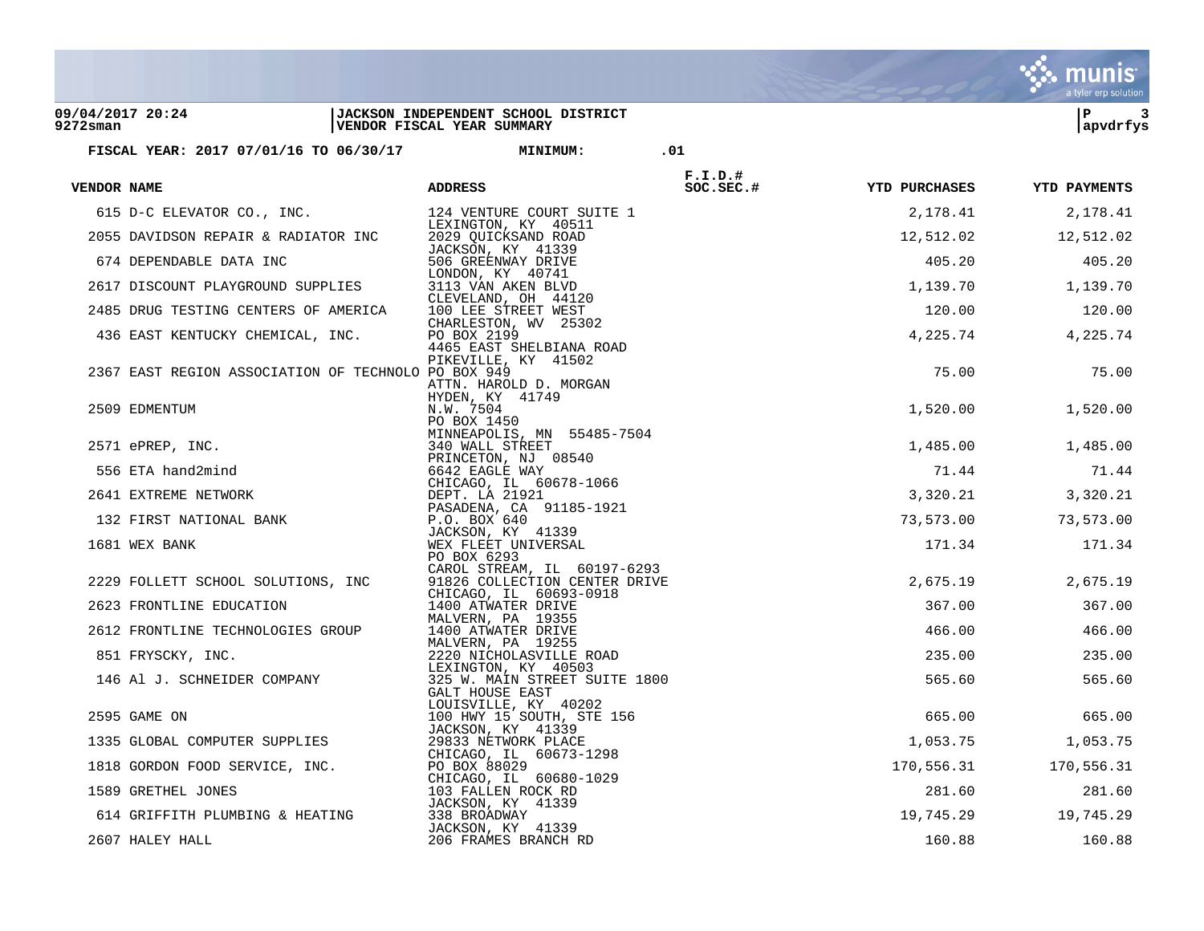09/04/2017 20:24 | JACKSON INDEPENDENT SCHOOL DISTRICT | P 3
9272sman | VENDOR FISCAL YEAR SUMMARY | apvdrfys

**FISCAL YEAR: 2017 07/01/16 TO 06/30/17    MINIMUM: .01**

| VENDOR | NAME | ADDRESS | F.I.D.# SOC.SEC.# | YTD PURCHASES | YTD PAYMENTS |
|---|---|---|---|---|---|
| 615 | D-C ELEVATOR CO., INC. | 124 VENTURE COURT SUITE 1<br>LEXINGTON, KY 40511 | | 2,178.41 | 2,178.41 |
| 2055 | DAVIDSON REPAIR & RADIATOR INC | 2029 QUICKSAND ROAD<br>JACKSON, KY 41339 | | 12,512.02 | 12,512.02 |
| 674 | DEPENDABLE DATA INC | 506 GREENWAY DRIVE<br>LONDON, KY 40741 | | 405.20 | 405.20 |
| 2617 | DISCOUNT PLAYGROUND SUPPLIES | 3113 VAN AKEN BLVD<br>CLEVELAND, OH 44120 | | 1,139.70 | 1,139.70 |
| 2485 | DRUG TESTING CENTERS OF AMERICA | 100 LEE STREET WEST<br>CHARLESTON, WV 25302 | | 120.00 | 120.00 |
| 436 | EAST KENTUCKY CHEMICAL, INC. | PO BOX 2199<br>4465 EAST SHELBIANA ROAD<br>PIKEVILLE, KY 41502 | | 4,225.74 | 4,225.74 |
| 2367 | EAST REGION ASSOCIATION OF TECHNOLO | PO BOX 949<br>ATTN. HAROLD D. MORGAN<br>HYDEN, KY 41749 | | 75.00 | 75.00 |
| 2509 | EDMENTUM | N.W. 7504<br>PO BOX 1450<br>MINNEAPOLIS, MN 55485-7504 | | 1,520.00 | 1,520.00 |
| 2571 | ePREP, INC. | 340 WALL STREET<br>PRINCETON, NJ 08540 | | 1,485.00 | 1,485.00 |
| 556 | ETA hand2mind | 6642 EAGLE WAY<br>CHICAGO, IL 60678-1066 | | 71.44 | 71.44 |
| 2641 | EXTREME NETWORK | DEPT. LA 21921<br>PASADENA, CA 91185-1921 | | 3,320.21 | 3,320.21 |
| 132 | FIRST NATIONAL BANK | P.O. BOX 640<br>JACKSON, KY 41339 | | 73,573.00 | 73,573.00 |
| 1681 | WEX BANK | WEX FLEET UNIVERSAL<br>PO BOX 6293<br>CAROL STREAM, IL 60197-6293 | | 171.34 | 171.34 |
| 2229 | FOLLETT SCHOOL SOLUTIONS, INC | 91826 COLLECTION CENTER DRIVE<br>CHICAGO, IL 60693-0918 | | 2,675.19 | 2,675.19 |
| 2623 | FRONTLINE EDUCATION | 1400 ATWATER DRIVE<br>MALVERN, PA 19355 | | 367.00 | 367.00 |
| 2612 | FRONTLINE TECHNOLOGIES GROUP | 1400 ATWATER DRIVE<br>MALVERN, PA 19255 | | 466.00 | 466.00 |
| 851 | FRYSCKY, INC. | 2220 NICHOLASVILLE ROAD<br>LEXINGTON, KY 40503 | | 235.00 | 235.00 |
| 146 | Al J. SCHNEIDER COMPANY | 325 W. MAIN STREET SUITE 1800<br>GALT HOUSE EAST<br>LOUISVILLE, KY 40202 | | 565.60 | 565.60 |
| 2595 | GAME ON | 100 HWY 15 SOUTH, STE 156<br>JACKSON, KY 41339 | | 665.00 | 665.00 |
| 1335 | GLOBAL COMPUTER SUPPLIES | 29833 NETWORK PLACE<br>CHICAGO, IL 60673-1298 | | 1,053.75 | 1,053.75 |
| 1818 | GORDON FOOD SERVICE, INC. | PO BOX 88029<br>CHICAGO, IL 60680-1029 | | 170,556.31 | 170,556.31 |
| 1589 | GRETHEL JONES | 103 FALLEN ROCK RD<br>JACKSON, KY 41339 | | 281.60 | 281.60 |
| 614 | GRIFFITH PLUMBING & HEATING | 338 BROADWAY<br>JACKSON, KY 41339 | | 19,745.29 | 19,745.29 |
| 2607 | HALEY HALL | 206 FRAMES BRANCH RD | | 160.88 | 160.88 |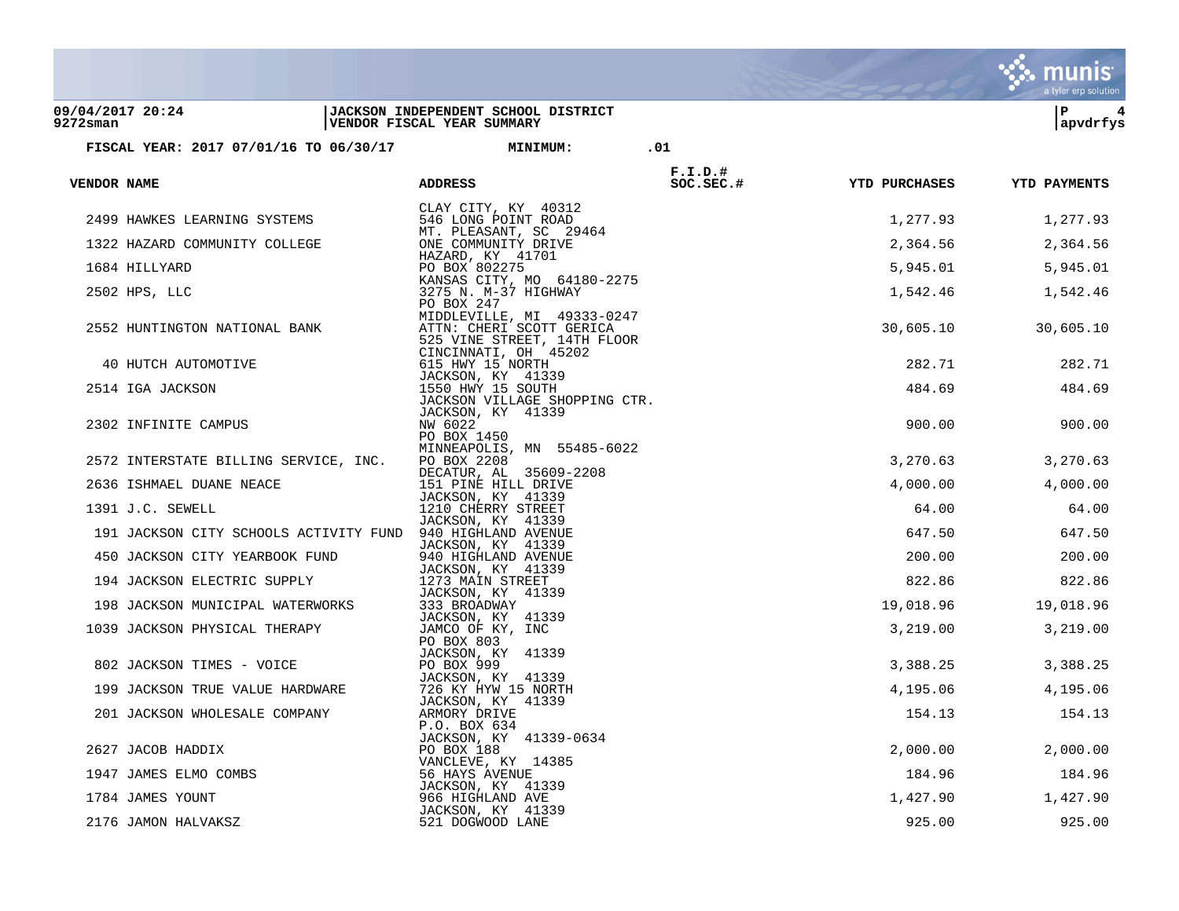**09/04/2017 20:24** | **JACKSON INDEPENDENT SCHOOL DISTRICT**
**9272sman** | **VENDOR FISCAL YEAR SUMMARY** | **apvdrfys**

**FISCAL YEAR: 2017 07/01/16 TO 06/30/17 MINIMUM: .01**

| VENDOR NAME | ADDRESS | F.I.D.# SOC.SEC.# | YTD PURCHASES | YTD PAYMENTS |
|---|---|---|---|---|
| | CLAY CITY, KY 40312 | | | |
| 2499 HAWKES LEARNING SYSTEMS | 546 LONG POINT ROAD<br>MT. PLEASANT, SC 29464 | | 1,277.93 | 1,277.93 |
| 1322 HAZARD COMMUNITY COLLEGE | ONE COMMUNITY DRIVE<br>HAZARD, KY 41701 | | 2,364.56 | 2,364.56 |
| 1684 HILLYARD | PO BOX 802275<br>KANSAS CITY, MO 64180-2275 | | 5,945.01 | 5,945.01 |
| 2502 HPS, LLC | 3275 N. M-37 HIGHWAY<br>PO BOX 247<br>MIDDLEVILLE, MI 49333-0247 | | 1,542.46 | 1,542.46 |
| 2552 HUNTINGTON NATIONAL BANK | ATTN: CHERI SCOTT GERICA<br>525 VINE STREET, 14TH FLOOR<br>CINCINNATI, OH 45202 | | 30,605.10 | 30,605.10 |
| 40 HUTCH AUTOMOTIVE | 615 HWY 15 NORTH<br>JACKSON, KY 41339 | | 282.71 | 282.71 |
| 2514 IGA JACKSON | 1550 HWY 15 SOUTH<br>JACKSON VILLAGE SHOPPING CTR.<br>JACKSON, KY 41339 | | 484.69 | 484.69 |
| 2302 INFINITE CAMPUS | NW 6022<br>PO BOX 1450<br>MINNEAPOLIS, MN 55485-6022 | | 900.00 | 900.00 |
| 2572 INTERSTATE BILLING SERVICE, INC. | PO BOX 2208<br>DECATUR, AL 35609-2208 | | 3,270.63 | 3,270.63 |
| 2636 ISHMAEL DUANE NEACE | 151 PINE HILL DRIVE<br>JACKSON, KY 41339 | | 4,000.00 | 4,000.00 |
| 1391 J.C. SEWELL | 1210 CHERRY STREET<br>JACKSON, KY 41339 | | 64.00 | 64.00 |
| 191 JACKSON CITY SCHOOLS ACTIVITY FUND | 940 HIGHLAND AVENUE<br>JACKSON, KY 41339 | | 647.50 | 647.50 |
| 450 JACKSON CITY YEARBOOK FUND | 940 HIGHLAND AVENUE<br>JACKSON, KY 41339 | | 200.00 | 200.00 |
| 194 JACKSON ELECTRIC SUPPLY | 1273 MAIN STREET<br>JACKSON, KY 41339 | | 822.86 | 822.86 |
| 198 JACKSON MUNICIPAL WATERWORKS | 333 BROADWAY<br>JACKSON, KY 41339 | | 19,018.96 | 19,018.96 |
| 1039 JACKSON PHYSICAL THERAPY | JAMCO OF KY, INC<br>PO BOX 803<br>JACKSON, KY 41339 | | 3,219.00 | 3,219.00 |
| 802 JACKSON TIMES - VOICE | PO BOX 999<br>JACKSON, KY 41339 | | 3,388.25 | 3,388.25 |
| 199 JACKSON TRUE VALUE HARDWARE | 726 KY HYW 15 NORTH<br>JACKSON, KY 41339 | | 4,195.06 | 4,195.06 |
| 201 JACKSON WHOLESALE COMPANY | ARMORY DRIVE<br>P.O. BOX 634<br>JACKSON, KY 41339-0634 | | 154.13 | 154.13 |
| 2627 JACOB HADDIX | PO BOX 188<br>VANCLEVE, KY 14385 | | 2,000.00 | 2,000.00 |
| 1947 JAMES ELMO COMBS | 56 HAYS AVENUE<br>JACKSON, KY 41339 | | 184.96 | 184.96 |
| 1784 JAMES YOUNT | 966 HIGHLAND AVE<br>JACKSON, KY 41339 | | 1,427.90 | 1,427.90 |
| 2176 JAMON HALVAKSZ | 521 DOGWOOD LANE | | 925.00 | 925.00 |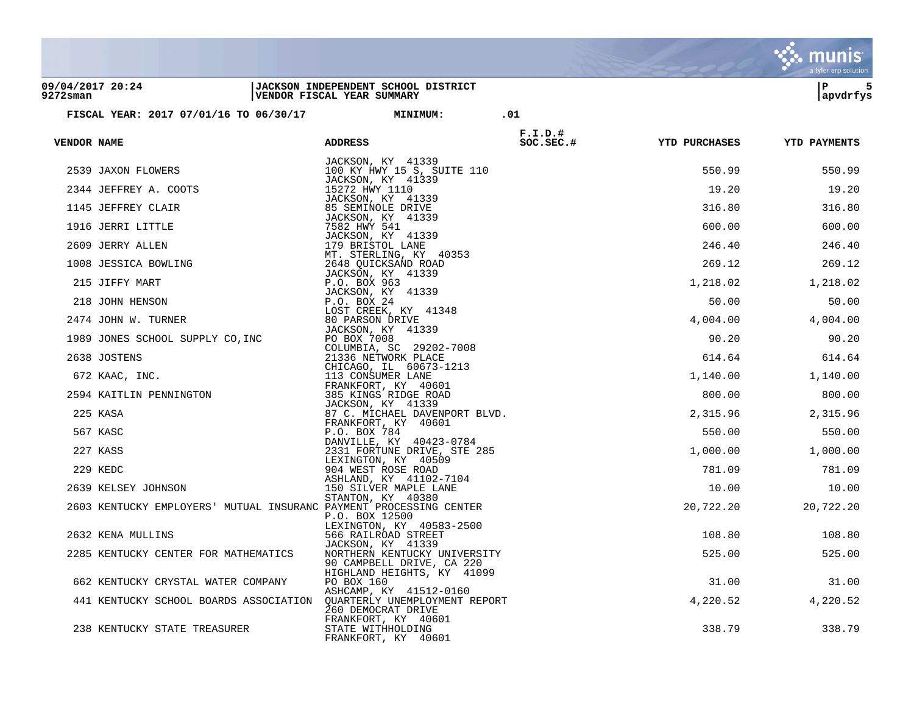| VENDOR NAME | ADDRESS | F.I.D.# SOC.SEC.# | YTD PURCHASES | YTD PAYMENTS |
|---|---|---|---|---|
| | JACKSON, KY 41339 | | | |
| 2539 JAXON FLOWERS | 100 KY HWY 15 S, SUITE 110 JACKSON, KY 41339 | | 550.99 | 550.99 |
| 2344 JEFFREY A. COOTS | 15272 HWY 1110 JACKSON, KY 41339 | | 19.20 | 19.20 |
| 1145 JEFFREY CLAIR | 85 SEMINOLE DRIVE JACKSON, KY 41339 | | 316.80 | 316.80 |
| 1916 JERRI LITTLE | 7582 HWY 541 JACKSON, KY 41339 | | 600.00 | 600.00 |
| 2609 JERRY ALLEN | 179 BRISTOL LANE MT. STERLING, KY 40353 | | 246.40 | 246.40 |
| 1008 JESSICA BOWLING | 2648 QUICKSAND ROAD JACKSON, KY 41339 | | 269.12 | 269.12 |
| 215 JIFFY MART | P.O. BOX 963 JACKSON, KY 41339 | | 1,218.02 | 1,218.02 |
| 218 JOHN HENSON | P.O. BOX 24 LOST CREEK, KY 41348 | | 50.00 | 50.00 |
| 2474 JOHN W. TURNER | 80 PARSON DRIVE JACKSON, KY 41339 | | 4,004.00 | 4,004.00 |
| 1989 JONES SCHOOL SUPPLY CO,INC | PO BOX 7008 COLUMBIA, SC 29202-7008 | | 90.20 | 90.20 |
| 2638 JOSTENS | 21336 NETWORK PLACE CHICAGO, IL 60673-1213 | | 614.64 | 614.64 |
| 672 KAAC, INC. | 113 CONSUMER LANE FRANKFORT, KY 40601 | | 1,140.00 | 1,140.00 |
| 2594 KAITLIN PENNINGTON | 385 KINGS RIDGE ROAD JACKSON, KY 41339 | | 800.00 | 800.00 |
| 225 KASA | 87 C. MICHAEL DAVENPORT BLVD. FRANKFORT, KY 40601 | | 2,315.96 | 2,315.96 |
| 567 KASC | P.O. BOX 784 DANVILLE, KY 40423-0784 | | 550.00 | 550.00 |
| 227 KASS | 2331 FORTUNE DRIVE, STE 285 LEXINGTON, KY 40509 | | 1,000.00 | 1,000.00 |
| 229 KEDC | 904 WEST ROSE ROAD ASHLAND, KY 41102-7104 | | 781.09 | 781.09 |
| 2639 KELSEY JOHNSON | 150 SILVER MAPLE LANE STANTON, KY 40380 | | 10.00 | 10.00 |
| 2603 KENTUCKY EMPLOYERS' MUTUAL INSURANC | PAYMENT PROCESSING CENTER P.O. BOX 12500 LEXINGTON, KY 40583-2500 | | 20,722.20 | 20,722.20 |
| 2632 KENA MULLINS | 566 RAILROAD STREET JACKSON, KY 41339 | | 108.80 | 108.80 |
| 2285 KENTUCKY CENTER FOR MATHEMATICS | NORTHERN KENTUCKY UNIVERSITY 90 CAMPBELL DRIVE, CA 220 HIGHLAND HEIGHTS, KY 41099 | | 525.00 | 525.00 |
| 662 KENTUCKY CRYSTAL WATER COMPANY | PO BOX 160 ASHCAMP, KY 41512-0160 | | 31.00 | 31.00 |
| 441 KENTUCKY SCHOOL BOARDS ASSOCIATION | QUARTERLY UNEMPLOYMENT REPORT 260 DEMOCRAT DRIVE FRANKFORT, KY 40601 | | 4,220.52 | 4,220.52 |
| 238 KENTUCKY STATE TREASURER | STATE WITHHOLDING FRANKFORT, KY 40601 | | 338.79 | 338.79 |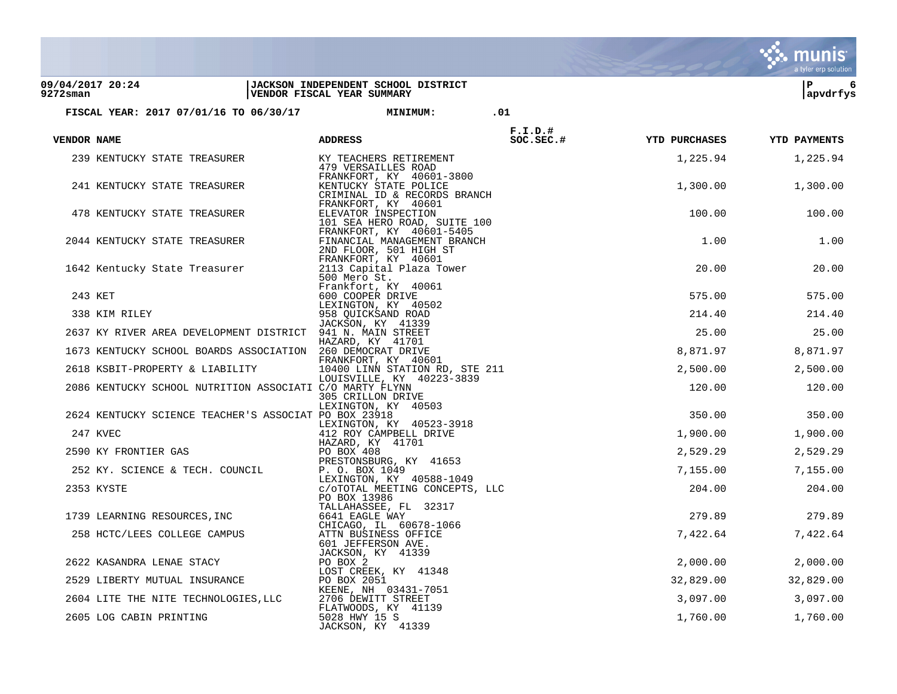**09/04/2017 20:24** | **JACKSON INDEPENDENT SCHOOL DISTRICT**
**9272sman** | **VENDOR FISCAL YEAR SUMMARY**

**P 6**
**apvdrfys**

**FISCAL YEAR: 2017 07/01/16 TO 06/30/17 MINIMUM: .01**

| VENDOR NAME | ADDRESS | F.I.D.# SOC.SEC.# | YTD PURCHASES | YTD PAYMENTS |
|---|---|---|---|---|
| 239 KENTUCKY STATE TREASURER | KY TEACHERS RETIREMENT 479 VERSAILLES ROAD FRANKFORT, KY 40601-3800 | | 1,225.94 | 1,225.94 |
| 241 KENTUCKY STATE TREASURER | KENTUCKY STATE POLICE CRIMINAL ID & RECORDS BRANCH FRANKFORT, KY 40601 | | 1,300.00 | 1,300.00 |
| 478 KENTUCKY STATE TREASURER | ELEVATOR INSPECTION 101 SEA HERO ROAD, SUITE 100 FRANKFORT, KY 40601-5405 | | 100.00 | 100.00 |
| 2044 KENTUCKY STATE TREASURER | FINANCIAL MANAGEMENT BRANCH 2ND FLOOR, 501 HIGH ST FRANKFORT, KY 40601 | | 1.00 | 1.00 |
| 1642 Kentucky State Treasurer | 2113 Capital Plaza Tower 500 Mero St. Frankfort, KY 40061 | | 20.00 | 20.00 |
| 243 KET | 600 COOPER DRIVE LEXINGTON, KY 40502 | | 575.00 | 575.00 |
| 338 KIM RILEY | 958 QUICKSAND ROAD JACKSON, KY 41339 | | 214.40 | 214.40 |
| 2637 KY RIVER AREA DEVELOPMENT DISTRICT | 941 N. MAIN STREET HAZARD, KY 41701 | | 25.00 | 25.00 |
| 1673 KENTUCKY SCHOOL BOARDS ASSOCIATION | 260 DEMOCRAT DRIVE FRANKFORT, KY 40601 | | 8,871.97 | 8,871.97 |
| 2618 KSBIT-PROPERTY & LIABILITY | 10400 LINN STATION RD, STE 211 LOUISVILLE, KY 40223-3839 | | 2,500.00 | 2,500.00 |
| 2086 KENTUCKY SCHOOL NUTRITION ASSOCIATI | C/O MARTY FLYNN 305 CRILLON DRIVE LEXINGTON, KY 40503 | | 120.00 | 120.00 |
| 2624 KENTUCKY SCIENCE TEACHER'S ASSOCIAT | PO BOX 23918 LEXINGTON, KY 40523-3918 | | 350.00 | 350.00 |
| 247 KVEC | 412 ROY CAMPBELL DRIVE HAZARD, KY 41701 | | 1,900.00 | 1,900.00 |
| 2590 KY FRONTIER GAS | PO BOX 408 PRESTONSBURG, KY 41653 | | 2,529.29 | 2,529.29 |
| 252 KY. SCIENCE & TECH. COUNCIL | P. O. BOX 1049 LEXINGTON, KY 40588-1049 | | 7,155.00 | 7,155.00 |
| 2353 KYSTE | c/oTOTAL MEETING CONCEPTS, LLC PO BOX 13986 TALLAHASSEE, FL 32317 | | 204.00 | 204.00 |
| 1739 LEARNING RESOURCES,INC | 6641 EAGLE WAY CHICAGO, IL 60678-1066 | | 279.89 | 279.89 |
| 258 HCTC/LEES COLLEGE CAMPUS | ATTN BUSINESS OFFICE 601 JEFFERSON AVE. JACKSON, KY 41339 | | 7,422.64 | 7,422.64 |
| 2622 KASANDRA LENAE STACY | PO BOX 2 LOST CREEK, KY 41348 | | 2,000.00 | 2,000.00 |
| 2529 LIBERTY MUTUAL INSURANCE | PO BOX 2051 KEENE, NH 03431-7051 | | 32,829.00 | 32,829.00 |
| 2604 LITE THE NITE TECHNOLOGIES,LLC | 2706 DEWITT STREET FLATWOODS, KY 41139 | | 3,097.00 | 3,097.00 |
| 2605 LOG CABIN PRINTING | 5028 HWY 15 S JACKSON, KY 41339 | | 1,760.00 | 1,760.00 |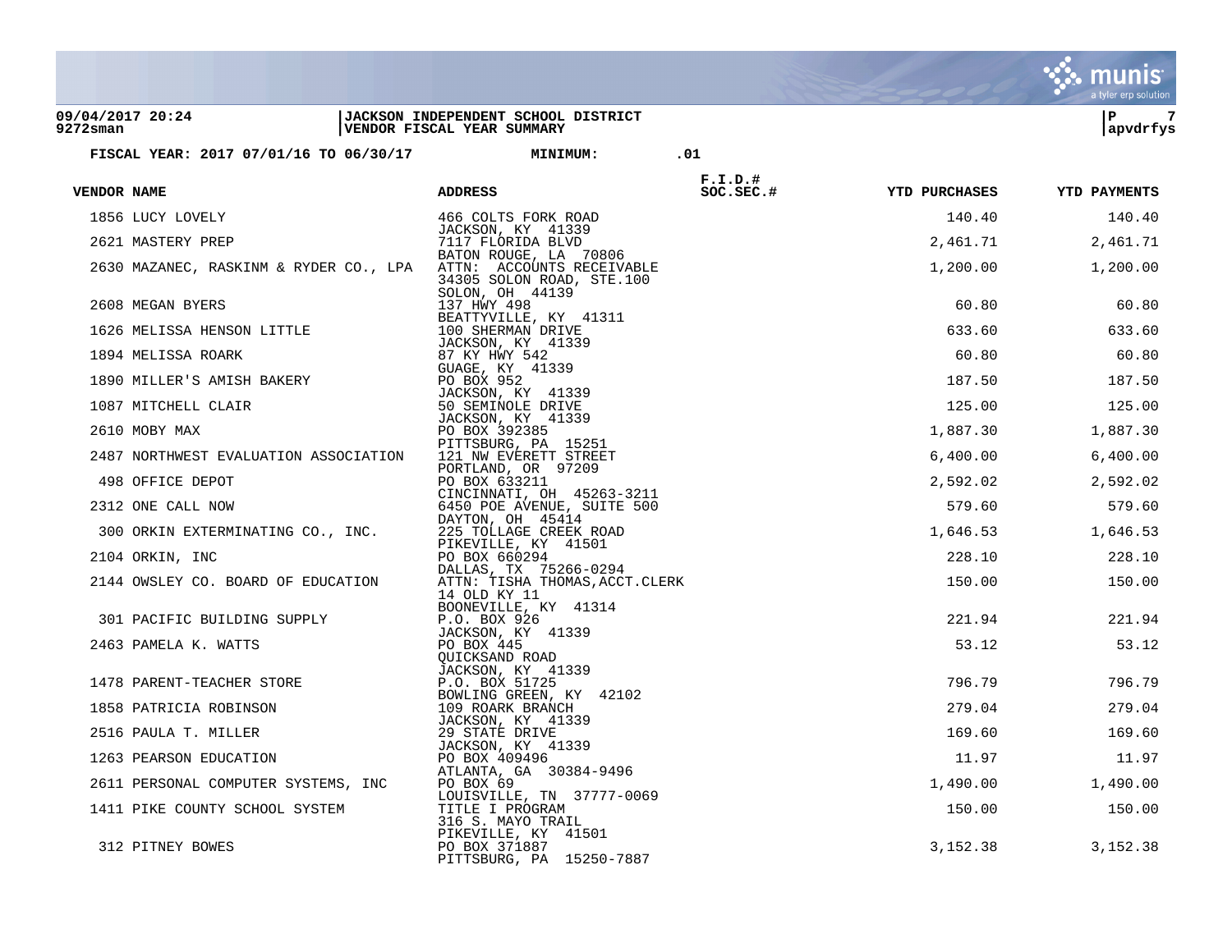**09/04/2017 20:24** | **JACKSON INDEPENDENT SCHOOL DISTRICT**
**9272sman** | **VENDOR FISCAL YEAR SUMMARY**

**FISCAL YEAR: 2017 07/01/16 TO 06/30/17** **MINIMUM: .01**

| VENDOR | NAME | ADDRESS | F.I.D.# SOC.SEC.# | YTD PURCHASES | YTD PAYMENTS |
|---|---|---|---|---|---|
| 1856 | LUCY LOVELY | 466 COLTS FORK ROAD<br>JACKSON, KY 41339 | | 140.40 | 140.40 |
| 2621 | MASTERY PREP | 7117 FLORIDA BLVD<br>BATON ROUGE, LA 70806 | | 2,461.71 | 2,461.71 |
| 2630 | MAZANEC, RASKINM & RYDER CO., LPA | ATTN: ACCOUNTS RECEIVABLE<br>34305 SOLON ROAD, STE.100<br>SOLON, OH 44139 | | 1,200.00 | 1,200.00 |
| 2608 | MEGAN BYERS | 137 HWY 498<br>BEATTYVILLE, KY 41311 | | 60.80 | 60.80 |
| 1626 | MELISSA HENSON LITTLE | 100 SHERMAN DRIVE<br>JACKSON, KY 41339 | | 633.60 | 633.60 |
| 1894 | MELISSA ROARK | 87 KY HWY 542<br>GUAGE, KY 41339 | | 60.80 | 60.80 |
| 1890 | MILLER'S AMISH BAKERY | PO BOX 952<br>JACKSON, KY 41339 | | 187.50 | 187.50 |
| 1087 | MITCHELL CLAIR | 50 SEMINOLE DRIVE<br>JACKSON, KY 41339 | | 125.00 | 125.00 |
| 2610 | MOBY MAX | PO BOX 392385<br>PITTSBURG, PA 15251 | | 1,887.30 | 1,887.30 |
| 2487 | NORTHWEST EVALUATION ASSOCIATION | 121 NW EVERETT STREET<br>PORTLAND, OR 97209 | | 6,400.00 | 6,400.00 |
| 498 | OFFICE DEPOT | PO BOX 633211<br>CINCINNATI, OH 45263-3211 | | 2,592.02 | 2,592.02 |
| 2312 | ONE CALL NOW | 6450 POE AVENUE, SUITE 500<br>DAYTON, OH 45414 | | 579.60 | 579.60 |
| 300 | ORKIN EXTERMINATING CO., INC. | 225 TOLLAGE CREEK ROAD<br>PIKEVILLE, KY 41501 | | 1,646.53 | 1,646.53 |
| 2104 | ORKIN, INC | PO BOX 660294<br>DALLAS, TX 75266-0294 | | 228.10 | 228.10 |
| 2144 | OWSLEY CO. BOARD OF EDUCATION | ATTN: TISHA THOMAS,ACCT.CLERK<br>14 OLD KY 11<br>BOONEVILLE, KY 41314 | | 150.00 | 150.00 |
| 301 | PACIFIC BUILDING SUPPLY | P.O. BOX 926<br>JACKSON, KY 41339 | | 221.94 | 221.94 |
| 2463 | PAMELA K. WATTS | PO BOX 445<br>QUICKSAND ROAD<br>JACKSON, KY 41339 | | 53.12 | 53.12 |
| 1478 | PARENT-TEACHER STORE | P.O. BOX 51725<br>BOWLING GREEN, KY 42102 | | 796.79 | 796.79 |
| 1858 | PATRICIA ROBINSON | 109 ROARK BRANCH<br>JACKSON, KY 41339 | | 279.04 | 279.04 |
| 2516 | PAULA T. MILLER | 29 STATE DRIVE<br>JACKSON, KY 41339 | | 169.60 | 169.60 |
| 1263 | PEARSON EDUCATION | PO BOX 409496<br>ATLANTA, GA 30384-9496 | | 11.97 | 11.97 |
| 2611 | PERSONAL COMPUTER SYSTEMS, INC | PO BOX 69<br>LOUISVILLE, TN 37777-0069 | | 1,490.00 | 1,490.00 |
| 1411 | PIKE COUNTY SCHOOL SYSTEM | TITLE I PROGRAM<br>316 S. MAYO TRAIL<br>PIKEVILLE, KY 41501 | | 150.00 | 150.00 |
| 312 | PITNEY BOWES | PO BOX 371887<br>PITTSBURG, PA 15250-7887 | | 3,152.38 | 3,152.38 |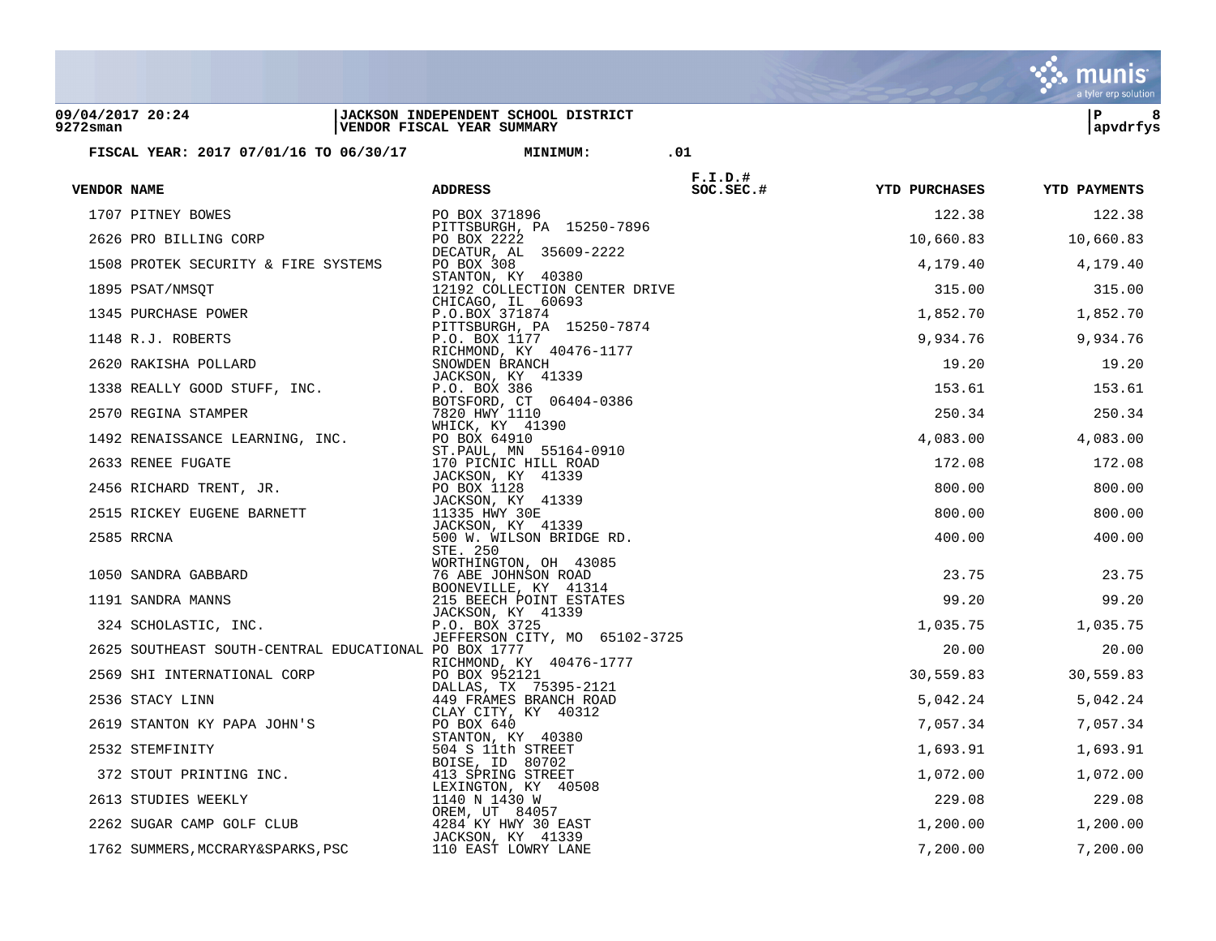**JACKSON INDEPENDENT SCHOOL DISTRICT**
**VENDOR FISCAL YEAR SUMMARY**

09/04/2017 20:24
9272sman

P 8
apvdrfys

**FISCAL YEAR: 2017 07/01/16 TO 06/30/17 MINIMUM: .01**

| VENDOR | NAME | ADDRESS | F.I.D.# SOC.SEC.# | YTD PURCHASES | YTD PAYMENTS |
|---|---|---|---|---|---|
| 1707 | PITNEY BOWES | PO BOX 371896 PITTSBURGH, PA 15250-7896 | | 122.38 | 122.38 |
| 2626 | PRO BILLING CORP | PO BOX 2222 DECATUR, AL 35609-2222 | | 10,660.83 | 10,660.83 |
| 1508 | PROTEK SECURITY & FIRE SYSTEMS | PO BOX 308 STANTON, KY 40380 | | 4,179.40 | 4,179.40 |
| 1895 | PSAT/NMSQT | 12192 COLLECTION CENTER DRIVE CHICAGO, IL 60693 | | 315.00 | 315.00 |
| 1345 | PURCHASE POWER | P.O.BOX 371874 PITTSBURGH, PA 15250-7874 | | 1,852.70 | 1,852.70 |
| 1148 | R.J. ROBERTS | P.O. BOX 1177 RICHMOND, KY 40476-1177 | | 9,934.76 | 9,934.76 |
| 2620 | RAKISHA POLLARD | SNOWDEN BRANCH JACKSON, KY 41339 | | 19.20 | 19.20 |
| 1338 | REALLY GOOD STUFF, INC. | P.O. BOX 386 BOTSFORD, CT 06404-0386 | | 153.61 | 153.61 |
| 2570 | REGINA STAMPER | 7820 HWY 1110 WHICK, KY 41390 | | 250.34 | 250.34 |
| 1492 | RENAISSANCE LEARNING, INC. | PO BOX 64910 ST.PAUL, MN 55164-0910 | | 4,083.00 | 4,083.00 |
| 2633 | RENEE FUGATE | 170 PICNIC HILL ROAD JACKSON, KY 41339 | | 172.08 | 172.08 |
| 2456 | RICHARD TRENT, JR. | PO BOX 1128 JACKSON, KY 41339 | | 800.00 | 800.00 |
| 2515 | RICKEY EUGENE BARNETT | 11335 HWY 30E JACKSON, KY 41339 | | 800.00 | 800.00 |
| 2585 | RRCNA | 500 W. WILSON BRIDGE RD. STE. 250 WORTHINGTON, OH 43085 | | 400.00 | 400.00 |
| 1050 | SANDRA GABBARD | 76 ABE JOHNSON ROAD BOONEVILLE, KY 41314 | | 23.75 | 23.75 |
| 1191 | SANDRA MANNS | 215 BEECH POINT ESTATES JACKSON, KY 41339 | | 99.20 | 99.20 |
| 324 | SCHOLASTIC, INC. | P.O. BOX 3725 JEFFERSON CITY, MO 65102-3725 | | 1,035.75 | 1,035.75 |
| 2625 | SOUTHEAST SOUTH-CENTRAL EDUCATIONAL | PO BOX 1777 RICHMOND, KY 40476-1777 | | 20.00 | 20.00 |
| 2569 | SHI INTERNATIONAL CORP | PO BOX 952121 DALLAS, TX 75395-2121 | | 30,559.83 | 30,559.83 |
| 2536 | STACY LINN | 449 FRAMES BRANCH ROAD CLAY CITY, KY 40312 | | 5,042.24 | 5,042.24 |
| 2619 | STANTON KY PAPA JOHN'S | PO BOX 640 STANTON, KY 40380 | | 7,057.34 | 7,057.34 |
| 2532 | STEMFINITY | 504 S 11th STREET BOISE, ID 80702 | | 1,693.91 | 1,693.91 |
| 372 | STOUT PRINTING INC. | 413 SPRING STREET LEXINGTON, KY 40508 | | 1,072.00 | 1,072.00 |
| 2613 | STUDIES WEEKLY | 1140 N 1430 W OREM, UT 84057 | | 229.08 | 229.08 |
| 2262 | SUGAR CAMP GOLF CLUB | 4284 KY HWY 30 EAST JACKSON, KY 41339 | | 1,200.00 | 1,200.00 |
| 1762 | SUMMERS,MCCRARY&SPARKS,PSC | 110 EAST LOWRY LANE | | 7,200.00 | 7,200.00 |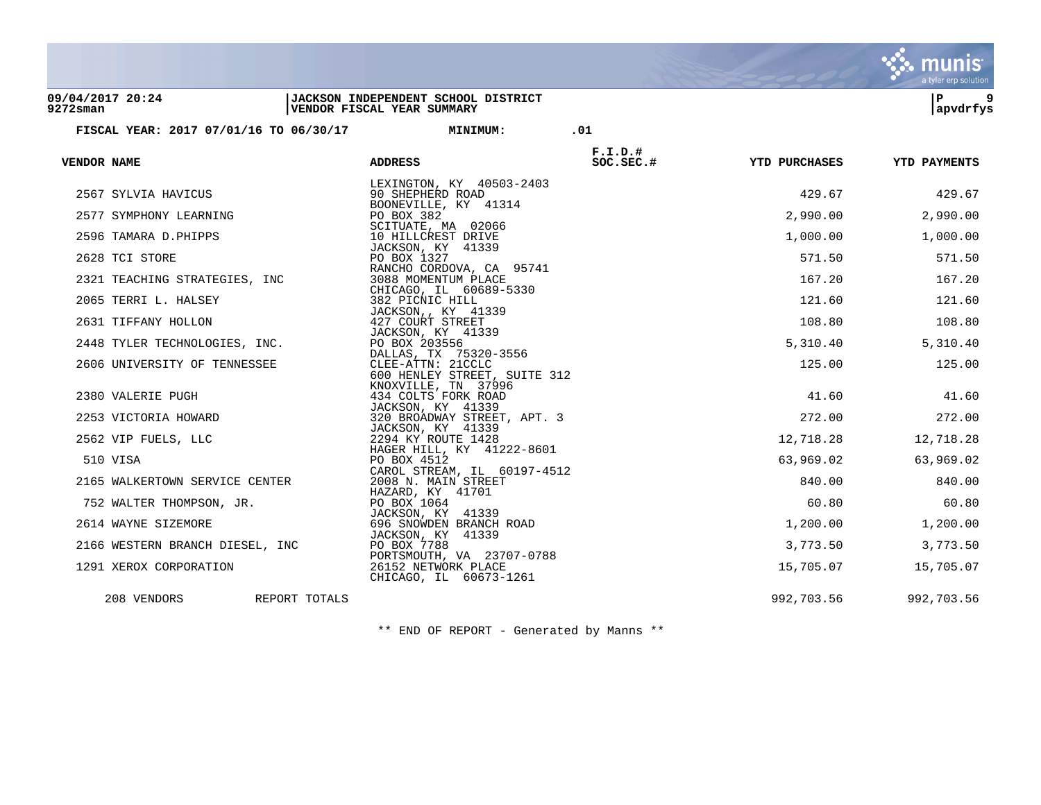09/04/2017 20:24
9272sman

JACKSON INDEPENDENT SCHOOL DISTRICT
VENDOR FISCAL YEAR SUMMARY

apvdrfys

FISCAL YEAR: 2017 07/01/16 TO 06/30/17 MINIMUM: .01

| VENDOR NAME | ADDRESS | F.I.D.# SOC.SEC.# | YTD PURCHASES | YTD PAYMENTS |
|---|---|---|---|---|
| | LEXINGTON, KY 40503-2403 | | | |
| 2567 SYLVIA HAVICUS | 90 SHEPHERD ROAD BOONEVILLE, KY 41314 | | 429.67 | 429.67 |
| 2577 SYMPHONY LEARNING | PO BOX 382 SCITUATE, MA 02066 | | 2,990.00 | 2,990.00 |
| 2596 TAMARA D.PHIPPS | 10 HILLCREST DRIVE JACKSON, KY 41339 | | 1,000.00 | 1,000.00 |
| 2628 TCI STORE | PO BOX 1327 RANCHO CORDOVA, CA 95741 | | 571.50 | 571.50 |
| 2321 TEACHING STRATEGIES, INC | 3088 MOMENTUM PLACE CHICAGO, IL 60689-5330 | | 167.20 | 167.20 |
| 2065 TERRI L. HALSEY | 382 PICNIC HILL JACKSON,, KY 41339 | | 121.60 | 121.60 |
| 2631 TIFFANY HOLLON | 427 COURT STREET JACKSON, KY 41339 | | 108.80 | 108.80 |
| 2448 TYLER TECHNOLOGIES, INC. | PO BOX 203556 DALLAS, TX 75320-3556 | | 5,310.40 | 5,310.40 |
| 2606 UNIVERSITY OF TENNESSEE | CLEE-ATTN: 21CCLC 600 HENLEY STREET, SUITE 312 KNOXVILLE, TN 37996 | | 125.00 | 125.00 |
| 2380 VALERIE PUGH | 434 COLTS FORK ROAD JACKSON, KY 41339 | | 41.60 | 41.60 |
| 2253 VICTORIA HOWARD | 320 BROADWAY STREET, APT. 3 JACKSON, KY 41339 | | 272.00 | 272.00 |
| 2562 VIP FUELS, LLC | 2294 KY ROUTE 1428 HAGER HILL, KY 41222-8601 | | 12,718.28 | 12,718.28 |
| 510 VISA | PO BOX 4512 CAROL STREAM, IL 60197-4512 | | 63,969.02 | 63,969.02 |
| 2165 WALKERTOWN SERVICE CENTER | 2008 N. MAIN STREET HAZARD, KY 41701 | | 840.00 | 840.00 |
| 752 WALTER THOMPSON, JR. | PO BOX 1064 JACKSON, KY 41339 | | 60.80 | 60.80 |
| 2614 WAYNE SIZEMORE | 696 SNOWDEN BRANCH ROAD JACKSON, KY 41339 | | 1,200.00 | 1,200.00 |
| 2166 WESTERN BRANCH DIESEL, INC | PO BOX 7788 PORTSMOUTH, VA 23707-0788 | | 3,773.50 | 3,773.50 |
| 1291 XEROX CORPORATION | 26152 NETWORK PLACE CHICAGO, IL 60673-1261 | | 15,705.07 | 15,705.07 |
| 208 VENDORS REPORT TOTALS | | | 992,703.56 | 992,703.56 |

** END OF REPORT - Generated by Manns **